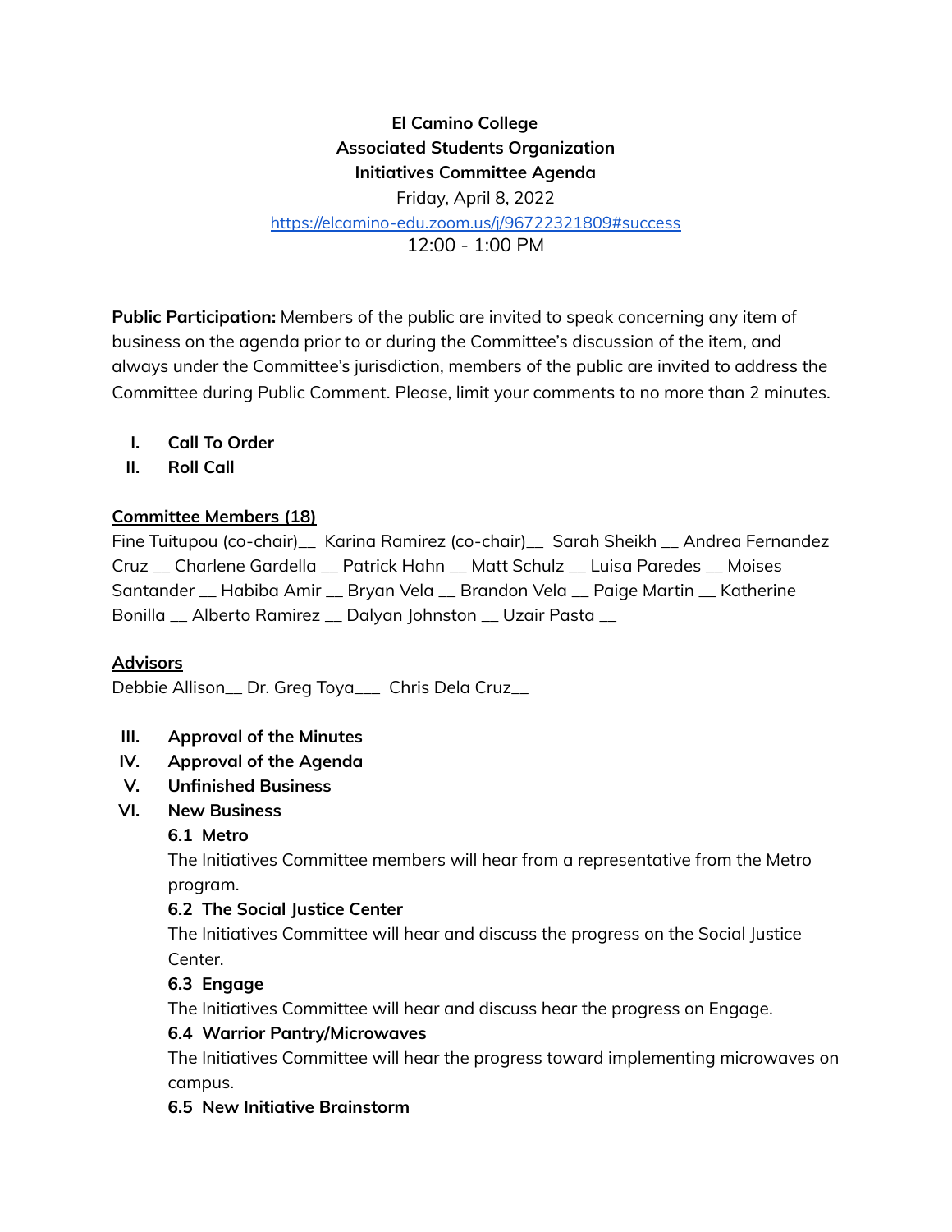**El Camino College**
**Associated Students Organization**
**Initiatives Committee Agenda**
Friday, April 8, 2022
[https://elcamino-edu.zoom.us/j/96722321809#success](https://elcamino-edu.zoom.us/j/96722321809#success)
12:00 - 1:00 PM

**Public Participation:** Members of the public are invited to speak concerning any item of business on the agenda prior to or during the Committee's discussion of the item, and always under the Committee's jurisdiction, members of the public are invited to address the Committee during Public Comment. Please, limit your comments to no more than 2 minutes.

I. **Call To Order**
II. **Roll Call**

**Committee Members (18)**
Fine Tuitupou (co-chair)__ Karina Ramirez (co-chair)__ Sarah Sheikh __ Andrea Fernandez Cruz __ Charlene Gardella __ Patrick Hahn __ Matt Schulz __ Luisa Paredes __ Moises Santander __ Habiba Amir __ Bryan Vela __ Brandon Vela __ Paige Martin __ Katherine Bonilla __ Alberto Ramirez __ Dalyan Johnston __ Uzair Pasta __

**Advisors**
Debbie Allison__ Dr. Greg Toya___ Chris Dela Cruz__

III. **Approval of the Minutes**
IV. **Approval of the Agenda**
V. **Unfinished Business**
VI. **New Business**

**6.1 Metro**
The Initiatives Committee members will hear from a representative from the Metro program.

**6.2 The Social Justice Center**
The Initiatives Committee will hear and discuss the progress on the Social Justice Center.

**6.3 Engage**
The Initiatives Committee will hear and discuss hear the progress on Engage.

**6.4 Warrior Pantry/Microwaves**
The Initiatives Committee will hear the progress toward implementing microwaves on campus.

**6.5 New Initiative Brainstorm**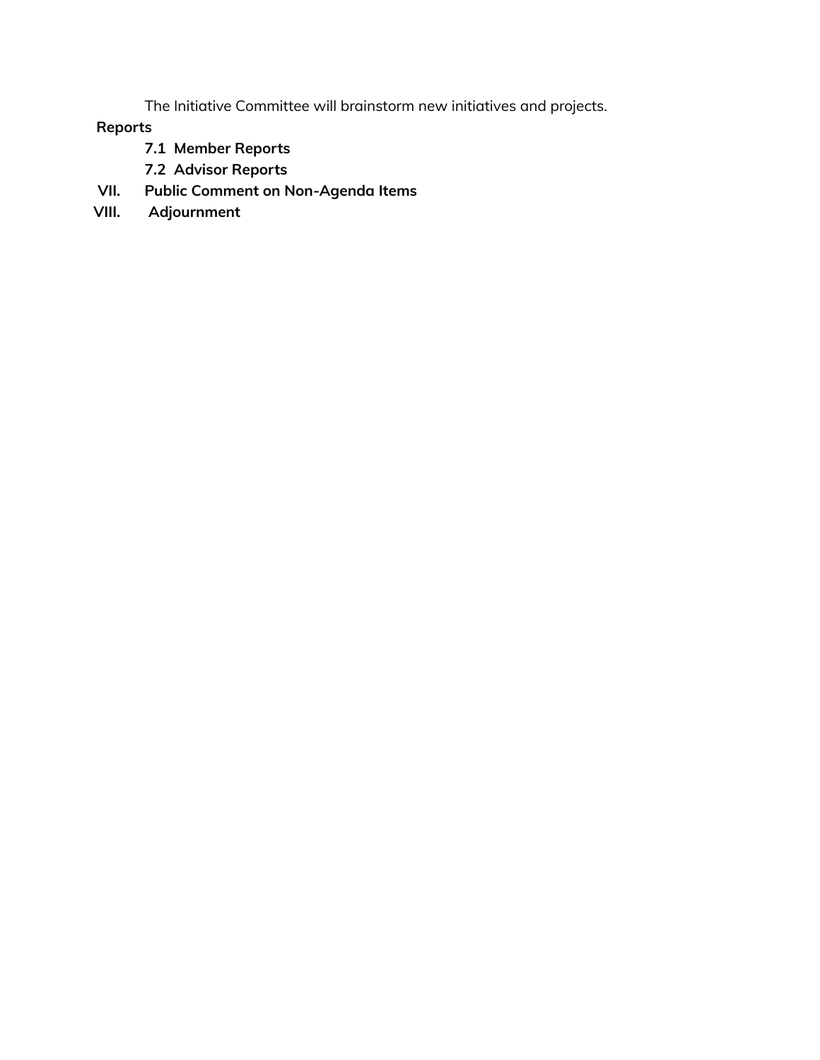The Initiative Committee will brainstorm new initiatives and projects.

**Reports**

- **7.1 Member Reports**
- **7.2 Advisor Reports**

**VII. Public Comment on Non-Agenda Items**

**VIII. Adjournment**